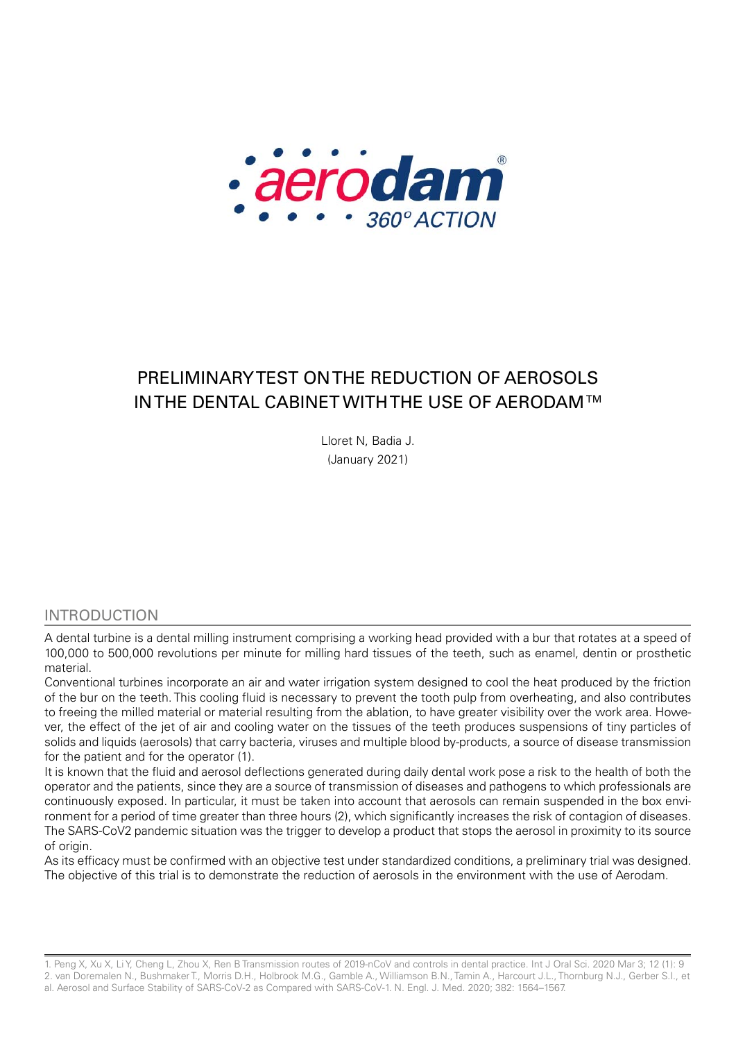aerodam®

360° ACTION

# PRELIMINARY TEST ON THE REDUCTION OF AEROSOLS IN THE DENTAL CABINET WITH THE USE OF AERODAM™

Lloret N, Badia J.

(January 2021)

## INTRODUCTION

A dental turbine is a dental milling instrument comprising a working head provided with a bur that rotates at a speed of 100,000 to 500,000 revolutions per minute for milling hard tissues of the teeth, such as enamel, dentin or prosthetic material.

Conventional turbines incorporate an air and water irrigation system designed to cool the heat produced by the friction of the bur on the teeth. This cooling fluid is necessary to prevent the tooth pulp from overheating, and also contributes to freeing the milled material or material resulting from the ablation, to have greater visibility over the work area. However, the effect of the jet of air and cooling water on the tissues of the teeth produces suspensions of tiny particles of solids and liquids (aerosols) that carry bacteria, viruses and multiple blood by-products, a source of disease transmission for the patient and for the operator (1).

It is known that the fluid and aerosol deflections generated during daily dental work pose a risk to the health of both the operator and the patients, since they are a source of transmission of diseases and pathogens to which professionals are continuously exposed. In particular, it must be taken into account that aerosols can remain suspended in the box environment for a period of time greater than three hours (2), which significantly increases the risk of contagion of diseases. The SARS-CoV2 pandemic situation was the trigger to develop a product that stops the aerosol in proximity to its source of origin.

As its efficacy must be confirmed with an objective test under standardized conditions, a preliminary trial was designed. The objective of this trial is to demonstrate the reduction of aerosols in the environment with the use of Aerodam.

---

1. Peng X, Xu X, Li Y, Cheng L, Zhou X, Ren B Transmission routes of 2019-nCoV and controls in dental practice. Int J Oral Sci. 2020 Mar 3; 12 (1): 9
2. van Doremalen N., Bushmaker T., Morris D.H., Holbrook M.G., Gamble A., Williamson B.N., Tamin A., Harcourt J.L., Thornburg N.J., Gerber S.I., et al. Aerosol and Surface Stability of SARS-CoV-2 as Compared with SARS-CoV-1. N. Engl. J. Med. 2020; 382: 1564–1567.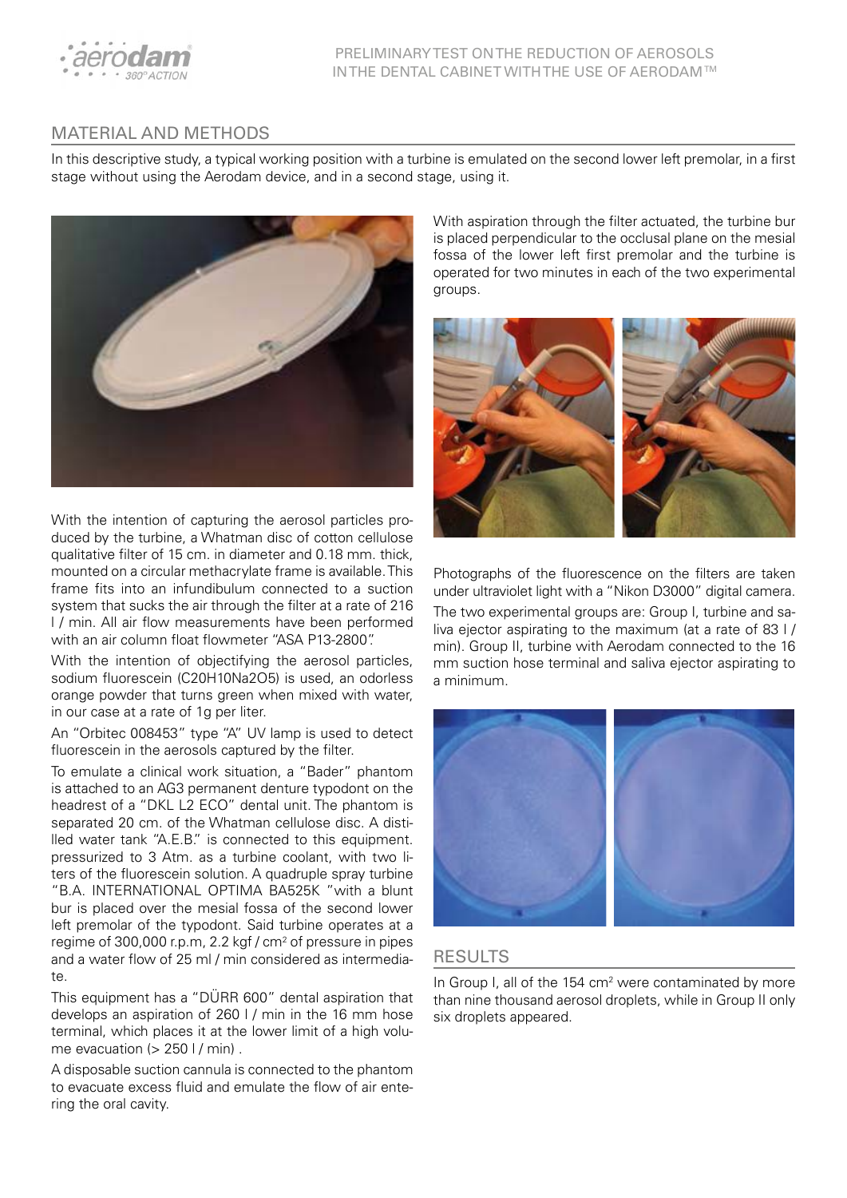## MATERIAL AND METHODS

In this descriptive study, a typical working position with a turbine is emulated on the second lower left premolar, in a first stage without using the Aerodam device, and in a second stage, using it.

With the intention of capturing the aerosol particles produced by the turbine, a Whatman disc of cotton cellulose qualitative filter of 15 cm. in diameter and 0.18 mm. thick, mounted on a circular methacrylate frame is available. This frame fits into an infundibulum connected to a suction system that sucks the air through the filter at a rate of 216 l / min. All air flow measurements have been performed with an air column float flowmeter "ASA P13-2800".

With the intention of objectifying the aerosol particles, sodium fluorescein ($C_{20}H_{10}Na_2O_5$) is used, an odorless orange powder that turns green when mixed with water, in our case at a rate of 1g per liter.

An "Orbitec 008453" type "A" UV lamp is used to detect fluorescein in the aerosols captured by the filter.

To emulate a clinical work situation, a "Bader" phantom is attached to an AG3 permanent denture typodont on the headrest of a "DKL L2 ECO" dental unit. The phantom is separated 20 cm. of the Whatman cellulose disc. A distilled water tank "A.E.B." is connected to this equipment. pressurized to 3 Atm. as a turbine coolant, with two liters of the fluorescein solution. A quadruple spray turbine "B.A. INTERNATIONAL OPTIMA BA525K "with a blunt bur is placed over the mesial fossa of the second lower left premolar of the typodont. Said turbine operates at a regime of 300,000 r.p.m, 2.2 kgf / $cm^2$ of pressure in pipes and a water flow of 25 ml / min considered as intermediate.

This equipment has a "DÜRR 600" dental aspiration that develops an aspiration of 260 l / min in the 16 mm hose terminal, which places it at the lower limit of a high volume evacuation (> 250 l / min) .

A disposable suction cannula is connected to the phantom to evacuate excess fluid and emulate the flow of air entering the oral cavity.

With aspiration through the filter actuated, the turbine bur is placed perpendicular to the occlusal plane on the mesial fossa of the lower left first premolar and the turbine is operated for two minutes in each of the two experimental groups.

Photographs of the fluorescence on the filters are taken under ultraviolet light with a "Nikon D3000" digital camera.

The two experimental groups are: Group I, turbine and saliva ejector aspirating to the maximum (at a rate of 83 l / min). Group II, turbine with Aerodam connected to the 16 mm suction hose terminal and saliva ejector aspirating to a minimum.

## RESULTS

In Group I, all of the 154 $cm^2$ were contaminated by more than nine thousand aerosol droplets, while in Group II only six droplets appeared.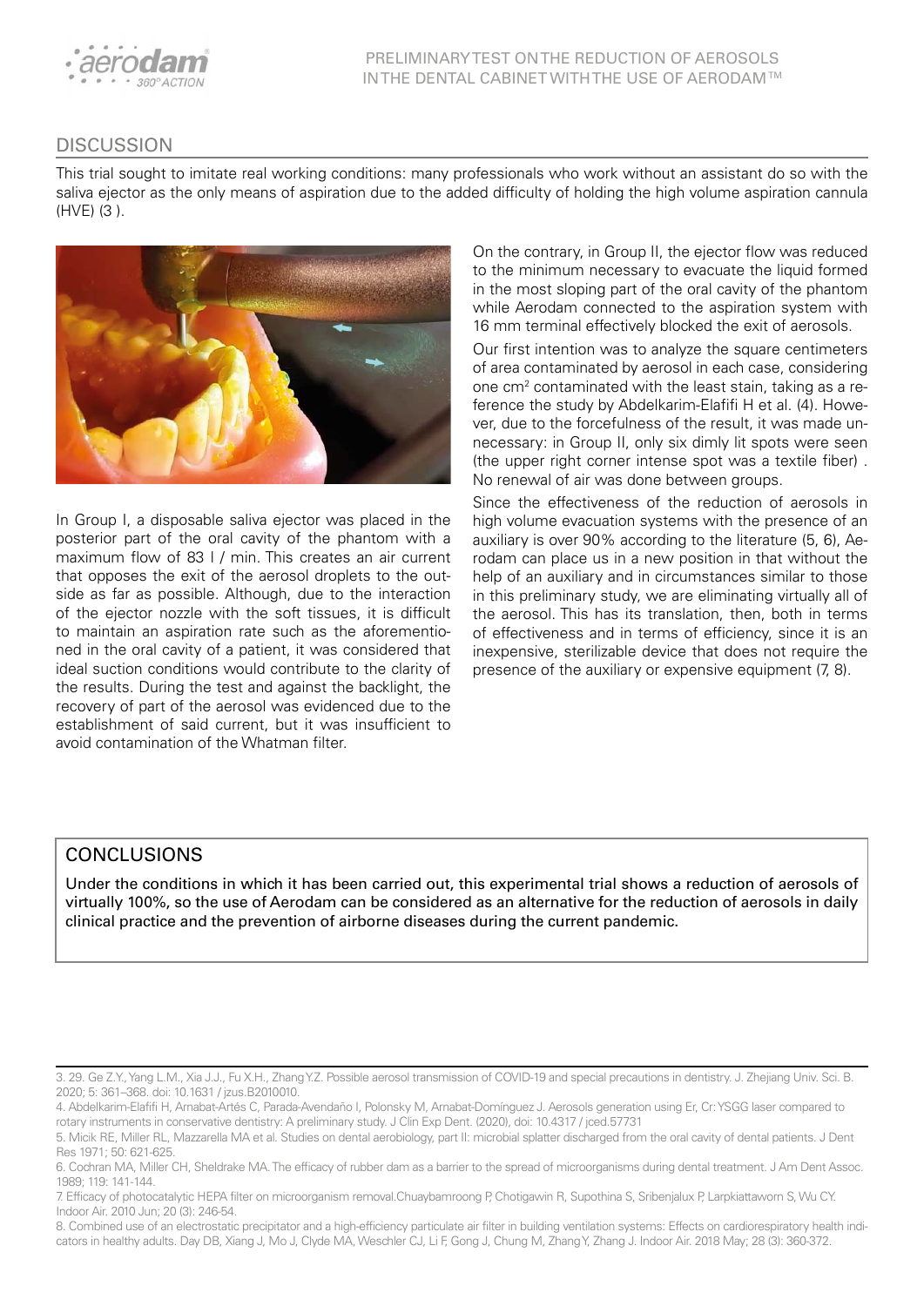## DISCUSSION

This trial sought to imitate real working conditions: many professionals who work without an assistant do so with the saliva ejector as the only means of aspiration due to the added difficulty of holding the high volume aspiration cannula (HVE) (3 ).

In Group I, a disposable saliva ejector was placed in the posterior part of the oral cavity of the phantom with a maximum flow of 83 l / min. This creates an air current that opposes the exit of the aerosol droplets to the outside as far as possible. Although, due to the interaction of the ejector nozzle with the soft tissues, it is difficult to maintain an aspiration rate such as the aforementioned in the oral cavity of a patient, it was considered that ideal suction conditions would contribute to the clarity of the results. During the test and against the backlight, the recovery of part of the aerosol was evidenced due to the establishment of said current, but it was insufficient to avoid contamination of the Whatman filter.

On the contrary, in Group II, the ejector flow was reduced to the minimum necessary to evacuate the liquid formed in the most sloping part of the oral cavity of the phantom while Aerodam connected to the aspiration system with 16 mm terminal effectively blocked the exit of aerosols.

Our first intention was to analyze the square centimeters of area contaminated by aerosol in each case, considering one $cm^2$ contaminated with the least stain, taking as a reference the study by Abdelkarim-Elafifi H et al. (4). However, due to the forcefulness of the result, it was made unnecessary: in Group II, only six dimly lit spots were seen (the upper right corner intense spot was a textile fiber) . No renewal of air was done between groups.

Since the effectiveness of the reduction of aerosols in high volume evacuation systems with the presence of an auxiliary is over 90% according to the literature (5, 6), Aerodam can place us in a new position in that without the help of an auxiliary and in circumstances similar to those in this preliminary study, we are eliminating virtually all of the aerosol. This has its translation, then, both in terms of effectiveness and in terms of efficiency, since it is an inexpensive, sterilizable device that does not require the presence of the auxiliary or expensive equipment (7, 8).

## CONCLUSIONS

**Under the conditions in which it has been carried out, this experimental trial shows a reduction of aerosols of virtually 100%, so the use of Aerodam can be considered as an alternative for the reduction of aerosols in daily clinical practice and the prevention of airborne diseases during the current pandemic.**

---

3. 29. Ge Z.Y., Yang L.M., Xia J.J., Fu X.H., Zhang Y.Z. Possible aerosol transmission of COVID-19 and special precautions in dentistry. J. Zhejiang Univ. Sci. B. 2020; 5: 361–368. doi: 10.1631 / jzus.B2010010.
4. Abdelkarim-Elafifi H, Arnabat-Artés C, Parada-Avendaño I, Polonsky M, Arnabat-Domínguez J. Aerosols generation using Er, Cr: YSGG laser compared to rotary instruments in conservative dentistry: A preliminary study. J Clin Exp Dent. (2020), doi: 10.4317 / jced.57731
5. Micik RE, Miller RL, Mazzarella MA et al. Studies on dental aerobiology, part II: microbial splatter discharged from the oral cavity of dental patients. J Dent Res 1971; 50: 621-625.
6. Cochran MA, Miller CH, Sheldrake MA. The efficacy of rubber dam as a barrier to the spread of microorganisms during dental treatment. J Am Dent Assoc. 1989; 119: 141-144.
7. Efficacy of photocatalytic HEPA filter on microorganism removal.Chuaybamroong P, Chotigawin R, Supothina S, Sribenjalux P, Larpkiattaworn S, Wu CY. Indoor Air. 2010 Jun; 20 (3): 246-54.
8. Combined use of an electrostatic precipitator and a high-efficiency particulate air filter in building ventilation systems: Effects on cardiorespiratory health indicators in healthy adults. Day DB, Xiang J, Mo J, Clyde MA, Weschler CJ, Li F, Gong J, Chung M, Zhang Y, Zhang J. Indoor Air. 2018 May; 28 (3): 360-372.